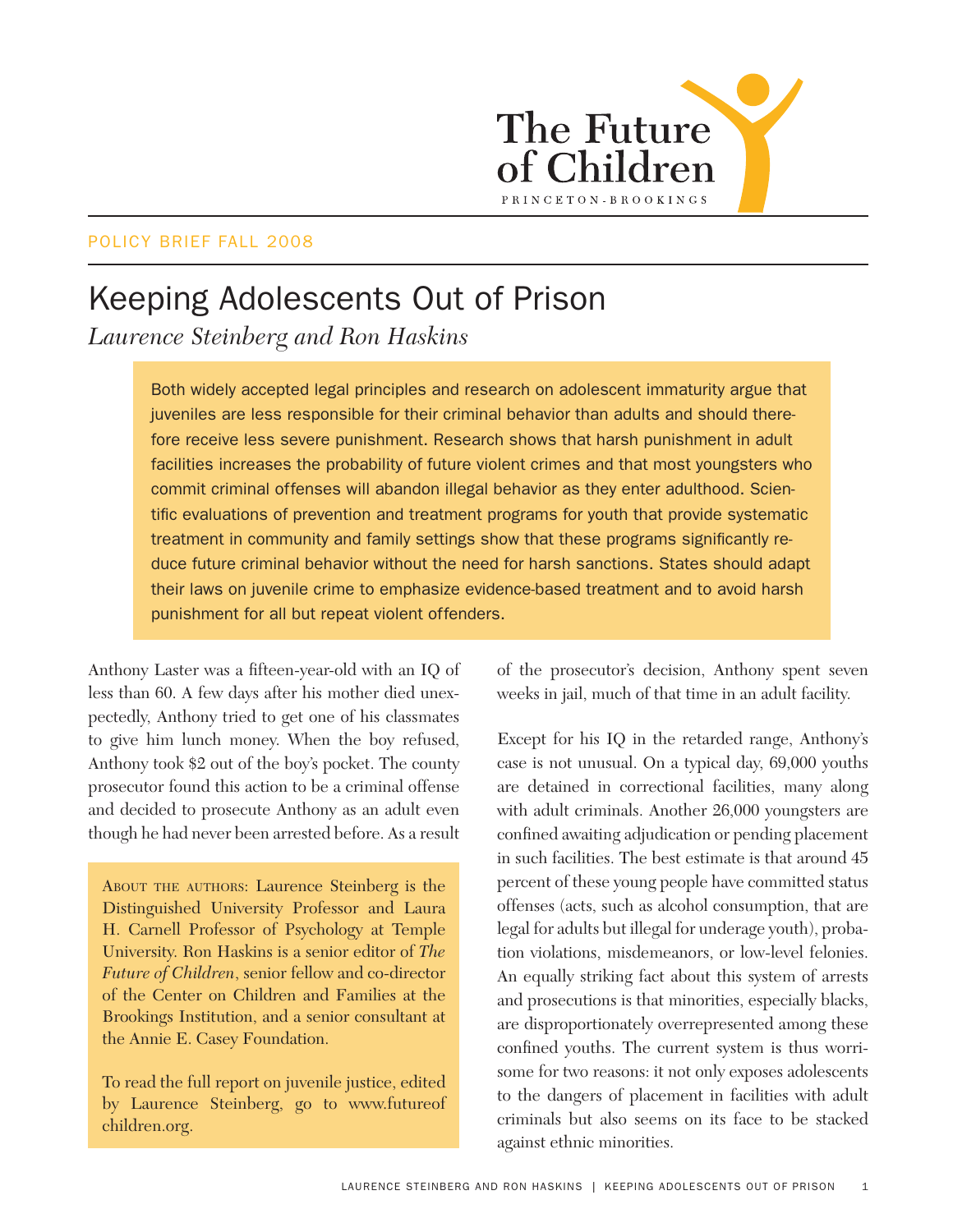The Future of Children

PRINCETON-BROOKINGS

POLICY BRIEF FALL 2008

# Keeping Adolescents Out of Prison

*Laurence Steinberg and Ron Haskins*

Both widely accepted legal principles and research on adolescent immaturity argue that juveniles are less responsible for their criminal behavior than adults and should therefore receive less severe punishment. Research shows that harsh punishment in adult facilities increases the probability of future violent crimes and that most youngsters who commit criminal offenses will abandon illegal behavior as they enter adulthood. Scientific evaluations of prevention and treatment programs for youth that provide systematic treatment in community and family settings show that these programs significantly reduce future criminal behavior without the need for harsh sanctions. States should adapt their laws on juvenile crime to emphasize evidence-based treatment and to avoid harsh punishment for all but repeat violent offenders.

Anthony Laster was a fifteen-year-old with an IQ of less than 60. A few days after his mother died unexpectedly, Anthony tried to get one of his classmates to give him lunch money. When the boy refused, Anthony took $2 out of the boy's pocket. The county prosecutor found this action to be a criminal offense and decided to prosecute Anthony as an adult even though he had never been arrested before. As a result of the prosecutor's decision, Anthony spent seven weeks in jail, much of that time in an adult facility.

Except for his IQ in the retarded range, Anthony's case is not unusual. On a typical day, 69,000 youths are detained in correctional facilities, many along with adult criminals. Another 26,000 youngsters are confined awaiting adjudication or pending placement in such facilities. The best estimate is that around 45 percent of these young people have committed status offenses (acts, such as alcohol consumption, that are legal for adults but illegal for underage youth), probation violations, misdemeanors, or low-level felonies. An equally striking fact about this system of arrests and prosecutions is that minorities, especially blacks, are disproportionately overrepresented among these confined youths. The current system is thus worrisome for two reasons: it not only exposes adolescents to the dangers of placement in facilities with adult criminals but also seems on its face to be stacked against ethnic minorities.

ABOUT THE AUTHORS: Laurence Steinberg is the Distinguished University Professor and Laura H. Carnell Professor of Psychology at Temple University. Ron Haskins is a senior editor of *The Future of Children*, senior fellow and co-director of the Center on Children and Families at the Brookings Institution, and a senior consultant at the Annie E. Casey Foundation.

To read the full report on juvenile justice, edited by Laurence Steinberg, go to www.futureofchildren.org.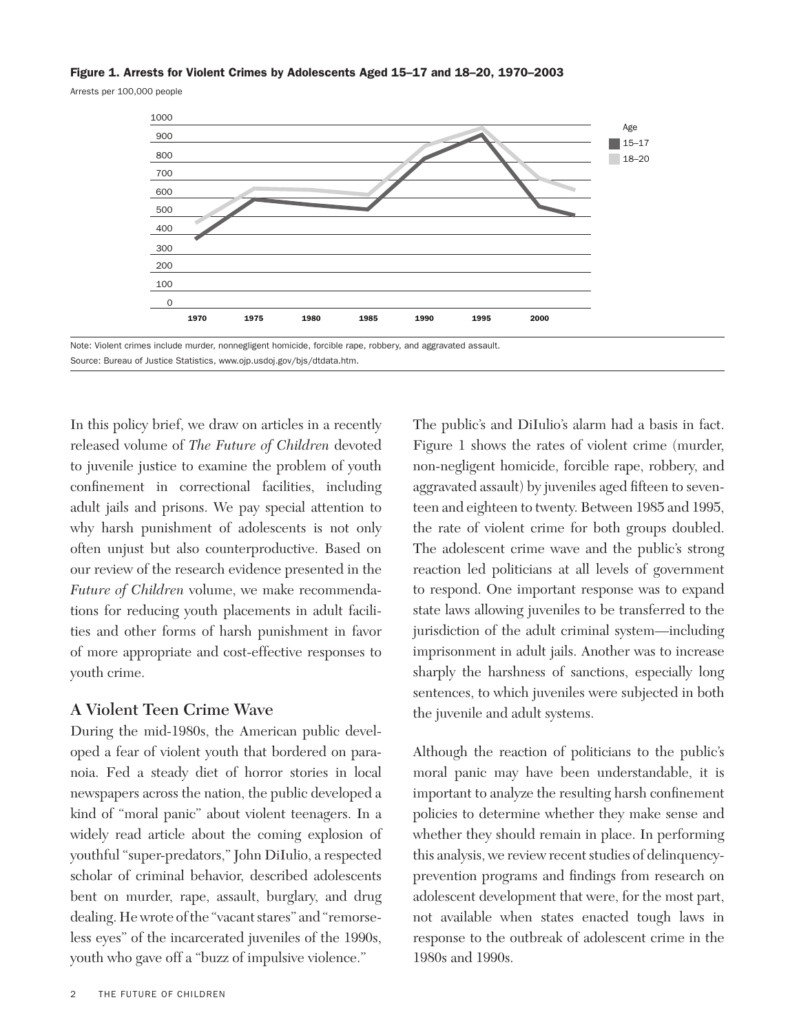**Figure 1. Arrests for Violent Crimes by Adolescents Aged 15–17 and 18–20, 1970–2003**

Arrests per 100,000 people

Note: Violent crimes include murder, nonnegligent homicide, forcible rape, robbery, and aggravated assault.

Source: Bureau of Justice Statistics, www.ojp.usdoj.gov/bjs/dtdata.htm.

In this policy brief, we draw on articles in a recently released volume of *The Future of Children* devoted to juvenile justice to examine the problem of youth confinement in correctional facilities, including adult jails and prisons. We pay special attention to why harsh punishment of adolescents is not only often unjust but also counterproductive. Based on our review of the research evidence presented in the *Future of Children* volume, we make recommendations for reducing youth placements in adult facilities and other forms of harsh punishment in favor of more appropriate and cost-effective responses to youth crime.

## A Violent Teen Crime Wave

During the mid-1980s, the American public developed a fear of violent youth that bordered on paranoia. Fed a steady diet of horror stories in local newspapers across the nation, the public developed a kind of "moral panic" about violent teenagers. In a widely read article about the coming explosion of youthful "super-predators," John DiIulio, a respected scholar of criminal behavior, described adolescents bent on murder, rape, assault, burglary, and drug dealing. He wrote of the "vacant stares" and "remorseless eyes" of the incarcerated juveniles of the 1990s, youth who gave off a "buzz of impulsive violence."

The public's and DiIulio's alarm had a basis in fact. Figure 1 shows the rates of violent crime (murder, non-negligent homicide, forcible rape, robbery, and aggravated assault) by juveniles aged fifteen to seventeen and eighteen to twenty. Between 1985 and 1995, the rate of violent crime for both groups doubled. The adolescent crime wave and the public's strong reaction led politicians at all levels of government to respond. One important response was to expand state laws allowing juveniles to be transferred to the jurisdiction of the adult criminal system—including imprisonment in adult jails. Another was to increase sharply the harshness of sanctions, especially long sentences, to which juveniles were subjected in both the juvenile and adult systems.

Although the reaction of politicians to the public's moral panic may have been understandable, it is important to analyze the resulting harsh confinement policies to determine whether they make sense and whether they should remain in place. In performing this analysis, we review recent studies of delinquency-prevention programs and findings from research on adolescent development that were, for the most part, not available when states enacted tough laws in response to the outbreak of adolescent crime in the 1980s and 1990s.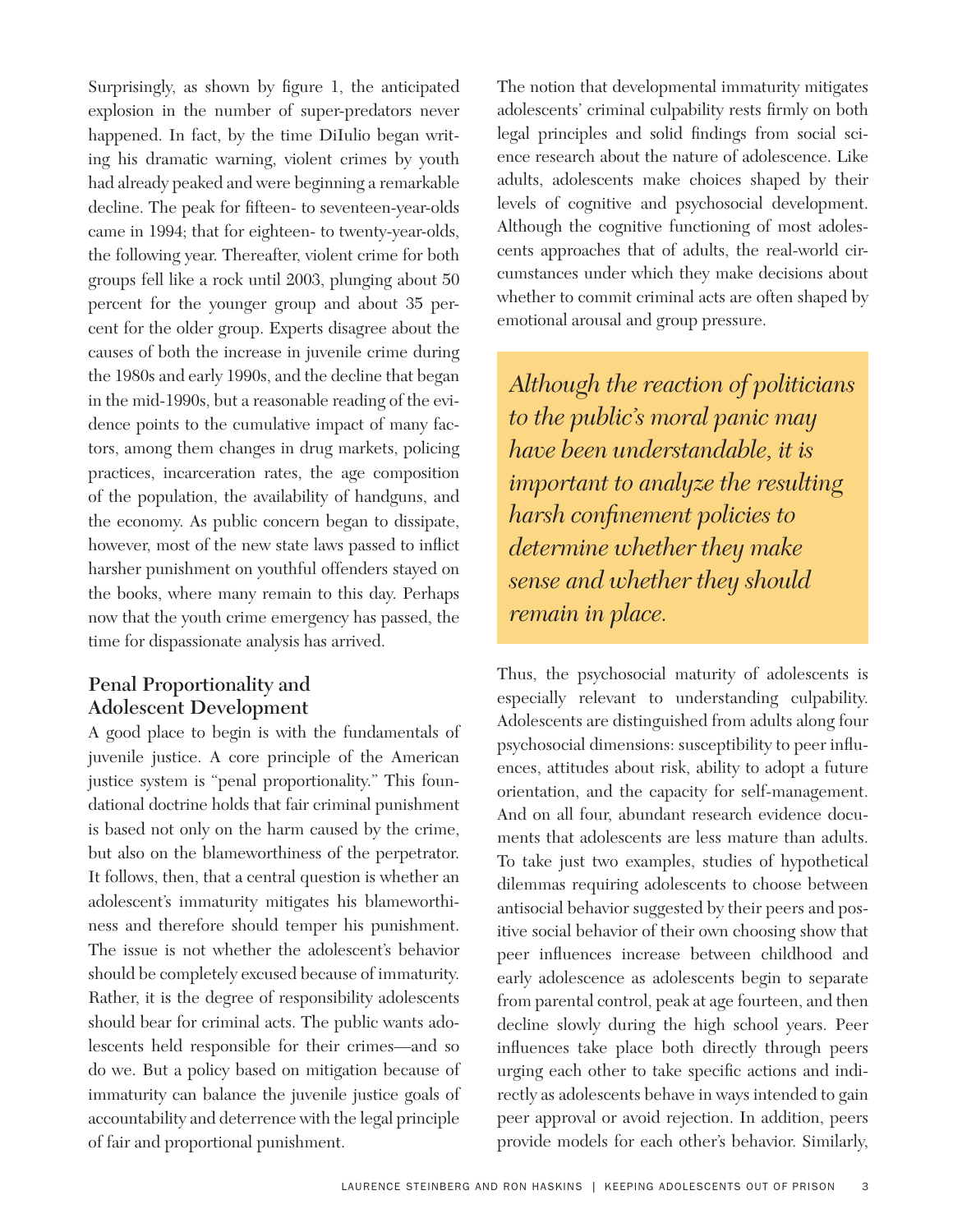Surprisingly, as shown by figure 1, the anticipated explosion in the number of super-predators never happened. In fact, by the time DiIulio began writing his dramatic warning, violent crimes by youth had already peaked and were beginning a remarkable decline. The peak for fifteen- to seventeen-year-olds came in 1994; that for eighteen- to twenty-year-olds, the following year. Thereafter, violent crime for both groups fell like a rock until 2003, plunging about 50 percent for the younger group and about 35 percent for the older group. Experts disagree about the causes of both the increase in juvenile crime during the 1980s and early 1990s, and the decline that began in the mid-1990s, but a reasonable reading of the evidence points to the cumulative impact of many factors, among them changes in drug markets, policing practices, incarceration rates, the age composition of the population, the availability of handguns, and the economy. As public concern began to dissipate, however, most of the new state laws passed to inflict harsher punishment on youthful offenders stayed on the books, where many remain to this day. Perhaps now that the youth crime emergency has passed, the time for dispassionate analysis has arrived.

## Penal Proportionality and Adolescent Development

A good place to begin is with the fundamentals of juvenile justice. A core principle of the American justice system is "penal proportionality." This foundational doctrine holds that fair criminal punishment is based not only on the harm caused by the crime, but also on the blameworthiness of the perpetrator. It follows, then, that a central question is whether an adolescent's immaturity mitigates his blameworthiness and therefore should temper his punishment. The issue is not whether the adolescent's behavior should be completely excused because of immaturity. Rather, it is the degree of responsibility adolescents should bear for criminal acts. The public wants adolescents held responsible for their crimes—and so do we. But a policy based on mitigation because of immaturity can balance the juvenile justice goals of accountability and deterrence with the legal principle of fair and proportional punishment.

The notion that developmental immaturity mitigates adolescents' criminal culpability rests firmly on both legal principles and solid findings from social science research about the nature of adolescence. Like adults, adolescents make choices shaped by their levels of cognitive and psychosocial development. Although the cognitive functioning of most adolescents approaches that of adults, the real-world circumstances under which they make decisions about whether to commit criminal acts are often shaped by emotional arousal and group pressure.

> *Although the reaction of politicians to the public's moral panic may have been understandable, it is important to analyze the resulting harsh confinement policies to determine whether they make sense and whether they should remain in place.*

Thus, the psychosocial maturity of adolescents is especially relevant to understanding culpability. Adolescents are distinguished from adults along four psychosocial dimensions: susceptibility to peer influences, attitudes about risk, ability to adopt a future orientation, and the capacity for self-management. And on all four, abundant research evidence documents that adolescents are less mature than adults. To take just two examples, studies of hypothetical dilemmas requiring adolescents to choose between antisocial behavior suggested by their peers and positive social behavior of their own choosing show that peer influences increase between childhood and early adolescence as adolescents begin to separate from parental control, peak at age fourteen, and then decline slowly during the high school years. Peer influences take place both directly through peers urging each other to take specific actions and indirectly as adolescents behave in ways intended to gain peer approval or avoid rejection. In addition, peers provide models for each other's behavior. Similarly,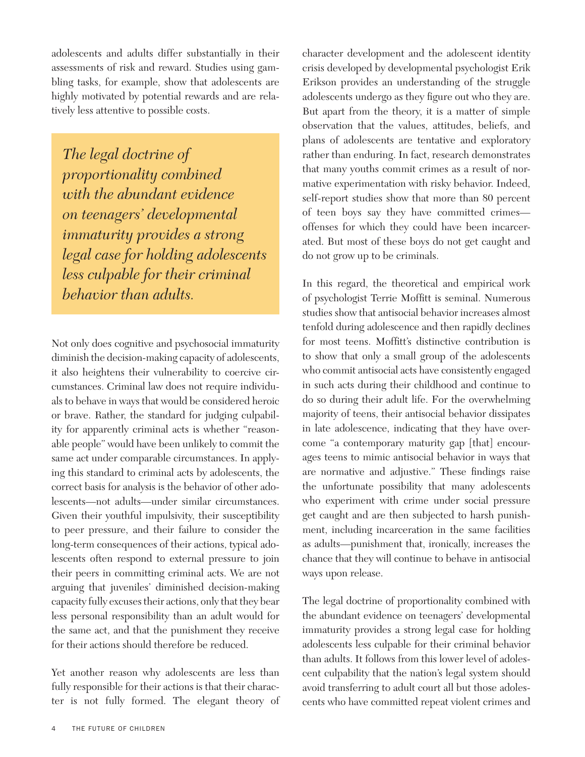adolescents and adults differ substantially in their assessments of risk and reward. Studies using gambling tasks, for example, show that adolescents are highly motivated by potential rewards and are relatively less attentive to possible costs.

> *The legal doctrine of proportionality combined with the abundant evidence on teenagers' developmental immaturity provides a strong legal case for holding adolescents less culpable for their criminal behavior than adults.*

Not only does cognitive and psychosocial immaturity diminish the decision-making capacity of adolescents, it also heightens their vulnerability to coercive circumstances. Criminal law does not require individuals to behave in ways that would be considered heroic or brave. Rather, the standard for judging culpability for apparently criminal acts is whether "reasonable people" would have been unlikely to commit the same act under comparable circumstances. In applying this standard to criminal acts by adolescents, the correct basis for analysis is the behavior of other adolescents—not adults—under similar circumstances. Given their youthful impulsivity, their susceptibility to peer pressure, and their failure to consider the long-term consequences of their actions, typical adolescents often respond to external pressure to join their peers in committing criminal acts. We are not arguing that juveniles' diminished decision-making capacity fully excuses their actions, only that they bear less personal responsibility than an adult would for the same act, and that the punishment they receive for their actions should therefore be reduced.

Yet another reason why adolescents are less than fully responsible for their actions is that their character is not fully formed. The elegant theory of character development and the adolescent identity crisis developed by developmental psychologist Erik Erikson provides an understanding of the struggle adolescents undergo as they figure out who they are. But apart from the theory, it is a matter of simple observation that the values, attitudes, beliefs, and plans of adolescents are tentative and exploratory rather than enduring. In fact, research demonstrates that many youths commit crimes as a result of normative experimentation with risky behavior. Indeed, self-report studies show that more than 80 percent of teen boys say they have committed crimes—offenses for which they could have been incarcerated. But most of these boys do not get caught and do not grow up to be criminals.

In this regard, the theoretical and empirical work of psychologist Terrie Moffitt is seminal. Numerous studies show that antisocial behavior increases almost tenfold during adolescence and then rapidly declines for most teens. Moffitt's distinctive contribution is to show that only a small group of the adolescents who commit antisocial acts have consistently engaged in such acts during their childhood and continue to do so during their adult life. For the overwhelming majority of teens, their antisocial behavior dissipates in late adolescence, indicating that they have overcome "a contemporary maturity gap [that] encourages teens to mimic antisocial behavior in ways that are normative and adjustive." These findings raise the unfortunate possibility that many adolescents who experiment with crime under social pressure get caught and are then subjected to harsh punishment, including incarceration in the same facilities as adults—punishment that, ironically, increases the chance that they will continue to behave in antisocial ways upon release.

The legal doctrine of proportionality combined with the abundant evidence on teenagers' developmental immaturity provides a strong legal case for holding adolescents less culpable for their criminal behavior than adults. It follows from this lower level of adolescent culpability that the nation's legal system should avoid transferring to adult court all but those adolescents who have committed repeat violent crimes and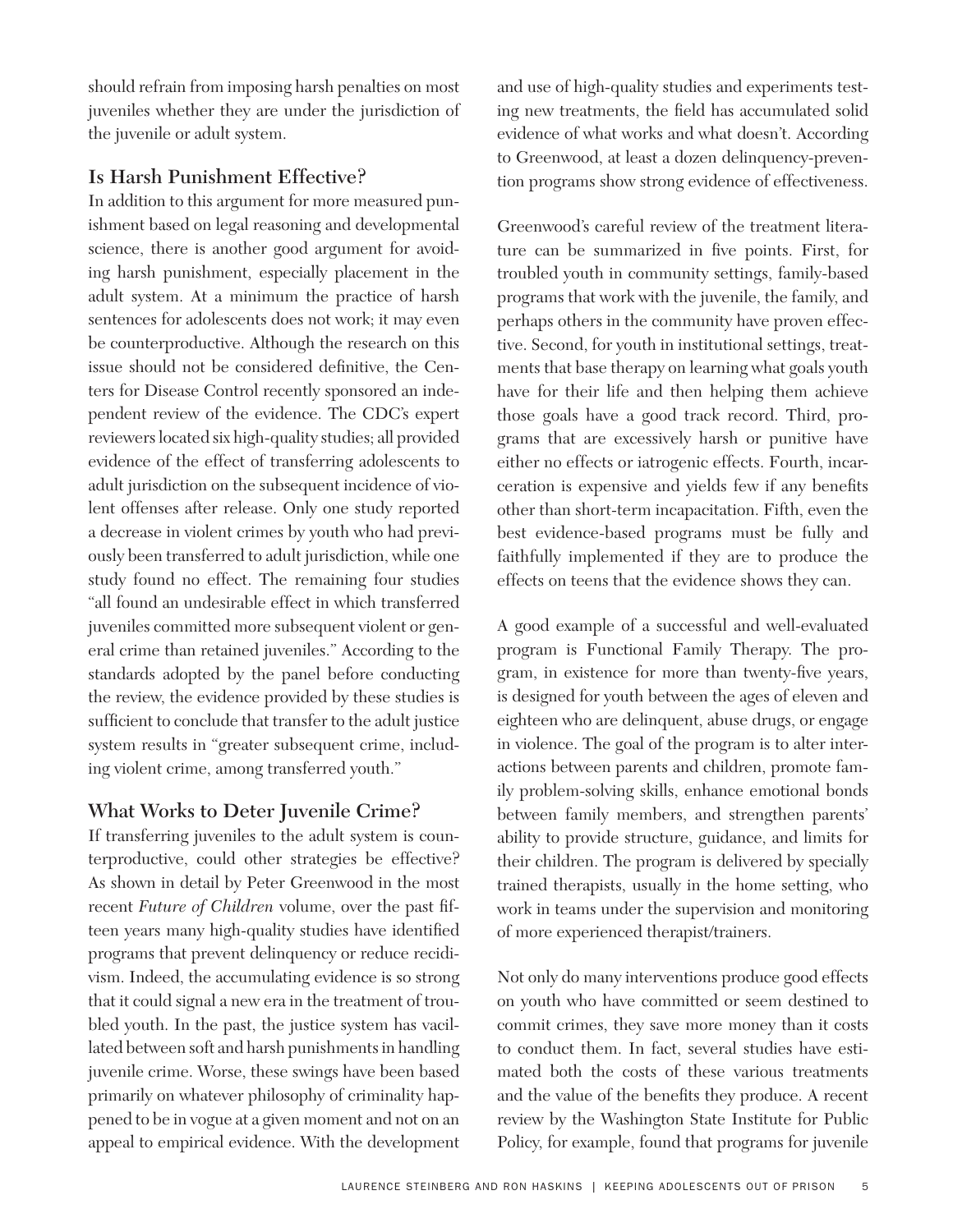should refrain from imposing harsh penalties on most juveniles whether they are under the jurisdiction of the juvenile or adult system.

## Is Harsh Punishment Effective?

In addition to this argument for more measured punishment based on legal reasoning and developmental science, there is another good argument for avoiding harsh punishment, especially placement in the adult system. At a minimum the practice of harsh sentences for adolescents does not work; it may even be counterproductive. Although the research on this issue should not be considered definitive, the Centers for Disease Control recently sponsored an independent review of the evidence. The CDC's expert reviewers located six high-quality studies; all provided evidence of the effect of transferring adolescents to adult jurisdiction on the subsequent incidence of violent offenses after release. Only one study reported a decrease in violent crimes by youth who had previously been transferred to adult jurisdiction, while one study found no effect. The remaining four studies "all found an undesirable effect in which transferred juveniles committed more subsequent violent or general crime than retained juveniles." According to the standards adopted by the panel before conducting the review, the evidence provided by these studies is sufficient to conclude that transfer to the adult justice system results in "greater subsequent crime, including violent crime, among transferred youth."

## What Works to Deter Juvenile Crime?

If transferring juveniles to the adult system is counterproductive, could other strategies be effective? As shown in detail by Peter Greenwood in the most recent *Future of Children* volume, over the past fifteen years many high-quality studies have identified programs that prevent delinquency or reduce recidivism. Indeed, the accumulating evidence is so strong that it could signal a new era in the treatment of troubled youth. In the past, the justice system has vacillated between soft and harsh punishments in handling juvenile crime. Worse, these swings have been based primarily on whatever philosophy of criminality happened to be in vogue at a given moment and not on an appeal to empirical evidence. With the development and use of high-quality studies and experiments testing new treatments, the field has accumulated solid evidence of what works and what doesn't. According to Greenwood, at least a dozen delinquency-prevention programs show strong evidence of effectiveness.

Greenwood's careful review of the treatment literature can be summarized in five points. First, for troubled youth in community settings, family-based programs that work with the juvenile, the family, and perhaps others in the community have proven effective. Second, for youth in institutional settings, treatments that base therapy on learning what goals youth have for their life and then helping them achieve those goals have a good track record. Third, programs that are excessively harsh or punitive have either no effects or iatrogenic effects. Fourth, incarceration is expensive and yields few if any benefits other than short-term incapacitation. Fifth, even the best evidence-based programs must be fully and faithfully implemented if they are to produce the effects on teens that the evidence shows they can.

A good example of a successful and well-evaluated program is Functional Family Therapy. The program, in existence for more than twenty-five years, is designed for youth between the ages of eleven and eighteen who are delinquent, abuse drugs, or engage in violence. The goal of the program is to alter interactions between parents and children, promote family problem-solving skills, enhance emotional bonds between family members, and strengthen parents' ability to provide structure, guidance, and limits for their children. The program is delivered by specially trained therapists, usually in the home setting, who work in teams under the supervision and monitoring of more experienced therapist/trainers.

Not only do many interventions produce good effects on youth who have committed or seem destined to commit crimes, they save more money than it costs to conduct them. In fact, several studies have estimated both the costs of these various treatments and the value of the benefits they produce. A recent review by the Washington State Institute for Public Policy, for example, found that programs for juvenile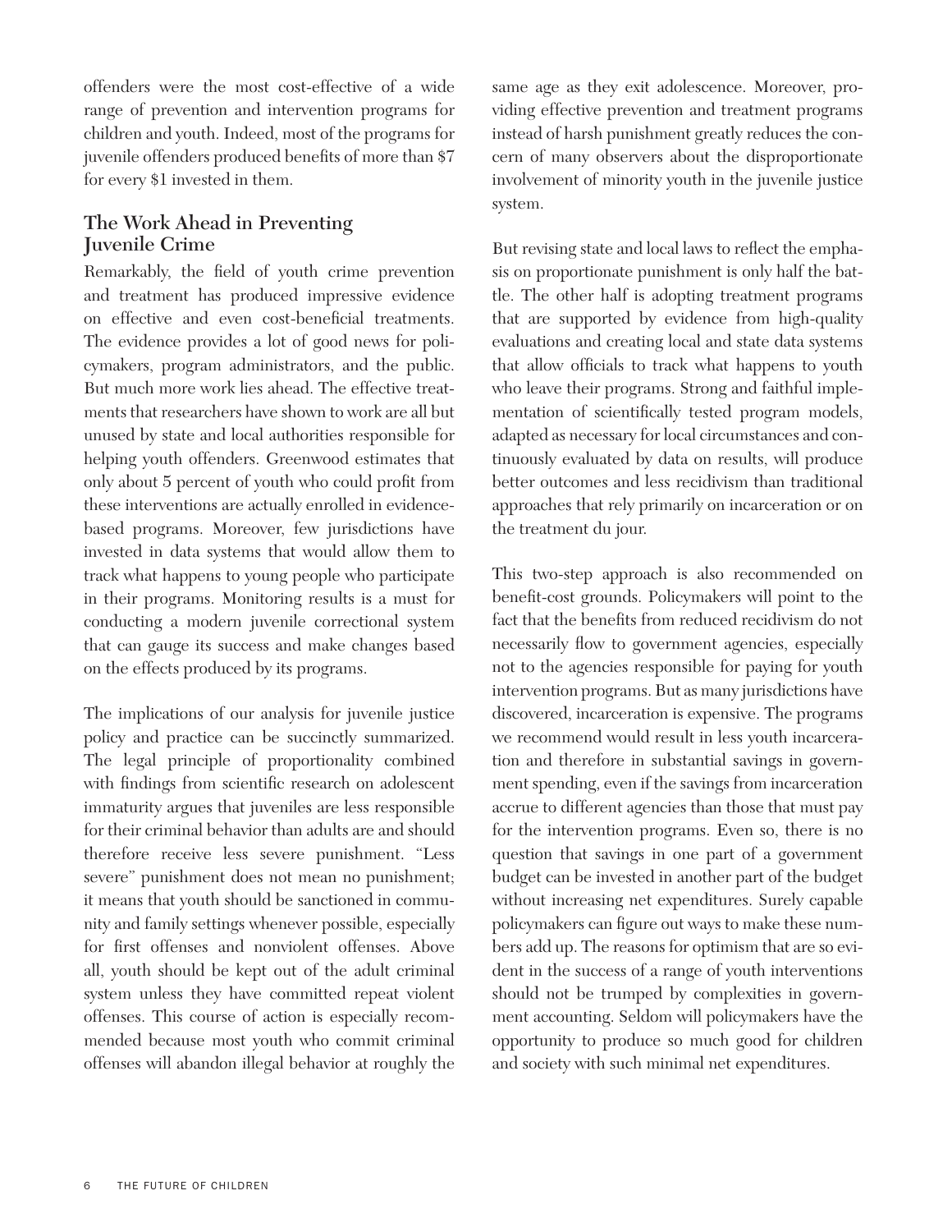offenders were the most cost-effective of a wide range of prevention and intervention programs for children and youth. Indeed, most of the programs for juvenile offenders produced benefits of more than $7 for every $1 invested in them.

## The Work Ahead in Preventing Juvenile Crime

Remarkably, the field of youth crime prevention and treatment has produced impressive evidence on effective and even cost-beneficial treatments. The evidence provides a lot of good news for policymakers, program administrators, and the public. But much more work lies ahead. The effective treatments that researchers have shown to work are all but unused by state and local authorities responsible for helping youth offenders. Greenwood estimates that only about 5 percent of youth who could profit from these interventions are actually enrolled in evidence-based programs. Moreover, few jurisdictions have invested in data systems that would allow them to track what happens to young people who participate in their programs. Monitoring results is a must for conducting a modern juvenile correctional system that can gauge its success and make changes based on the effects produced by its programs.

The implications of our analysis for juvenile justice policy and practice can be succinctly summarized. The legal principle of proportionality combined with findings from scientific research on adolescent immaturity argues that juveniles are less responsible for their criminal behavior than adults are and should therefore receive less severe punishment. "Less severe" punishment does not mean no punishment; it means that youth should be sanctioned in community and family settings whenever possible, especially for first offenses and nonviolent offenses. Above all, youth should be kept out of the adult criminal system unless they have committed repeat violent offenses. This course of action is especially recommended because most youth who commit criminal offenses will abandon illegal behavior at roughly the same age as they exit adolescence. Moreover, providing effective prevention and treatment programs instead of harsh punishment greatly reduces the concern of many observers about the disproportionate involvement of minority youth in the juvenile justice system.

But revising state and local laws to reflect the emphasis on proportionate punishment is only half the battle. The other half is adopting treatment programs that are supported by evidence from high-quality evaluations and creating local and state data systems that allow officials to track what happens to youth who leave their programs. Strong and faithful implementation of scientifically tested program models, adapted as necessary for local circumstances and continuously evaluated by data on results, will produce better outcomes and less recidivism than traditional approaches that rely primarily on incarceration or on the treatment du jour.

This two-step approach is also recommended on benefit-cost grounds. Policymakers will point to the fact that the benefits from reduced recidivism do not necessarily flow to government agencies, especially not to the agencies responsible for paying for youth intervention programs. But as many jurisdictions have discovered, incarceration is expensive. The programs we recommend would result in less youth incarceration and therefore in substantial savings in government spending, even if the savings from incarceration accrue to different agencies than those that must pay for the intervention programs. Even so, there is no question that savings in one part of a government budget can be invested in another part of the budget without increasing net expenditures. Surely capable policymakers can figure out ways to make these numbers add up. The reasons for optimism that are so evident in the success of a range of youth interventions should not be trumped by complexities in government accounting. Seldom will policymakers have the opportunity to produce so much good for children and society with such minimal net expenditures.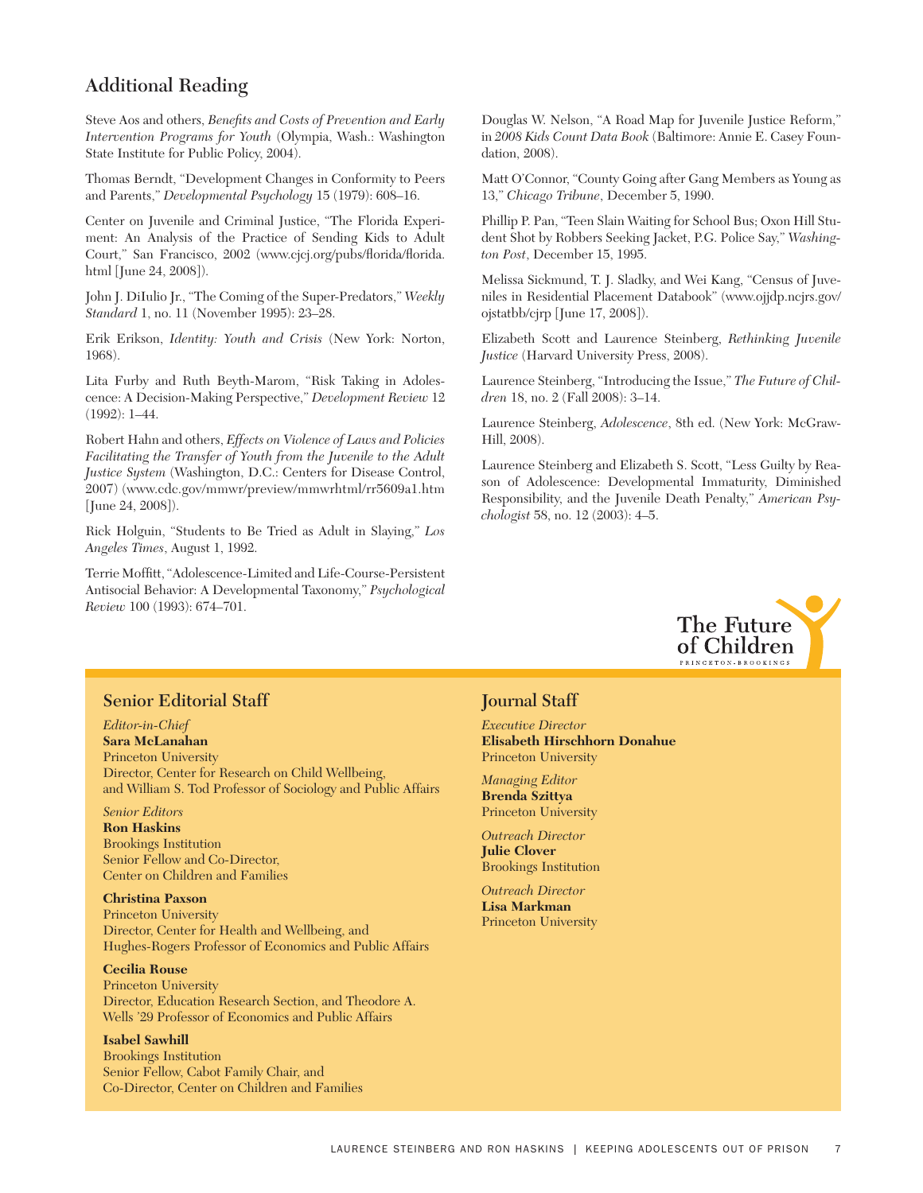## Additional Reading

Steve Aos and others, *Benefits and Costs of Prevention and Early Intervention Programs for Youth* (Olympia, Wash.: Washington State Institute for Public Policy, 2004).

Thomas Berndt, "Development Changes in Conformity to Peers and Parents," *Developmental Psychology* 15 (1979): 608–16.

Center on Juvenile and Criminal Justice, "The Florida Experiment: An Analysis of the Practice of Sending Kids to Adult Court," San Francisco, 2002 (www.cjcj.org/pubs/florida/florida.html [June 24, 2008]).

John J. DiIulio Jr., "The Coming of the Super-Predators," *Weekly Standard* 1, no. 11 (November 1995): 23–28.

Erik Erikson, *Identity: Youth and Crisis* (New York: Norton, 1968).

Lita Furby and Ruth Beyth-Marom, "Risk Taking in Adolescence: A Decision-Making Perspective," *Development Review* 12 (1992): 1–44.

Robert Hahn and others, *Effects on Violence of Laws and Policies Facilitating the Transfer of Youth from the Juvenile to the Adult Justice System* (Washington, D.C.: Centers for Disease Control, 2007) (www.cdc.gov/mmwr/preview/mmwrhtml/rr5609a1.htm [June 24, 2008]).

Rick Holguin, "Students to Be Tried as Adult in Slaying," *Los Angeles Times*, August 1, 1992.

Terrie Moffitt, "Adolescence-Limited and Life-Course-Persistent Antisocial Behavior: A Developmental Taxonomy," *Psychological Review* 100 (1993): 674–701.

Douglas W. Nelson, "A Road Map for Juvenile Justice Reform," in *2008 Kids Count Data Book* (Baltimore: Annie E. Casey Foundation, 2008).

Matt O'Connor, "County Going after Gang Members as Young as 13," *Chicago Tribune*, December 5, 1990.

Phillip P. Pan, "Teen Slain Waiting for School Bus; Oxon Hill Student Shot by Robbers Seeking Jacket, P.G. Police Say," *Washington Post*, December 15, 1995.

Melissa Sickmund, T. J. Sladky, and Wei Kang, "Census of Juveniles in Residential Placement Databook" (www.ojjdp.ncjrs.gov/ojstatbb/cjrp [June 17, 2008]).

Elizabeth Scott and Laurence Steinberg, *Rethinking Juvenile Justice* (Harvard University Press, 2008).

Laurence Steinberg, "Introducing the Issue," *The Future of Children* 18, no. 2 (Fall 2008): 3–14.

Laurence Steinberg, *Adolescence*, 8th ed. (New York: McGraw-Hill, 2008).

Laurence Steinberg and Elizabeth S. Scott, "Less Guilty by Reason of Adolescence: Developmental Immaturity, Diminished Responsibility, and the Juvenile Death Penalty," *American Psychologist* 58, no. 12 (2003): 4–5.

The Future of Children
PRINCETON-BROOKINGS

### Senior Editorial Staff

*Editor-in-Chief*
**Sara McLanahan**
Princeton University
Director, Center for Research on Child Wellbeing, and William S. Tod Professor of Sociology and Public Affairs

*Senior Editors*
**Ron Haskins**
Brookings Institution
Senior Fellow and Co-Director, Center on Children and Families

**Christina Paxson**
Princeton University
Director, Center for Health and Wellbeing, and Hughes-Rogers Professor of Economics and Public Affairs

**Cecilia Rouse**
Princeton University
Director, Education Research Section, and Theodore A. Wells '29 Professor of Economics and Public Affairs

**Isabel Sawhill**
Brookings Institution
Senior Fellow, Cabot Family Chair, and Co-Director, Center on Children and Families

### Journal Staff

*Executive Director*
**Elisabeth Hirschhorn Donahue**
Princeton University

*Managing Editor*
**Brenda Szittya**
Princeton University

*Outreach Director*
**Julie Clover**
Brookings Institution

*Outreach Director*
**Lisa Markman**
Princeton University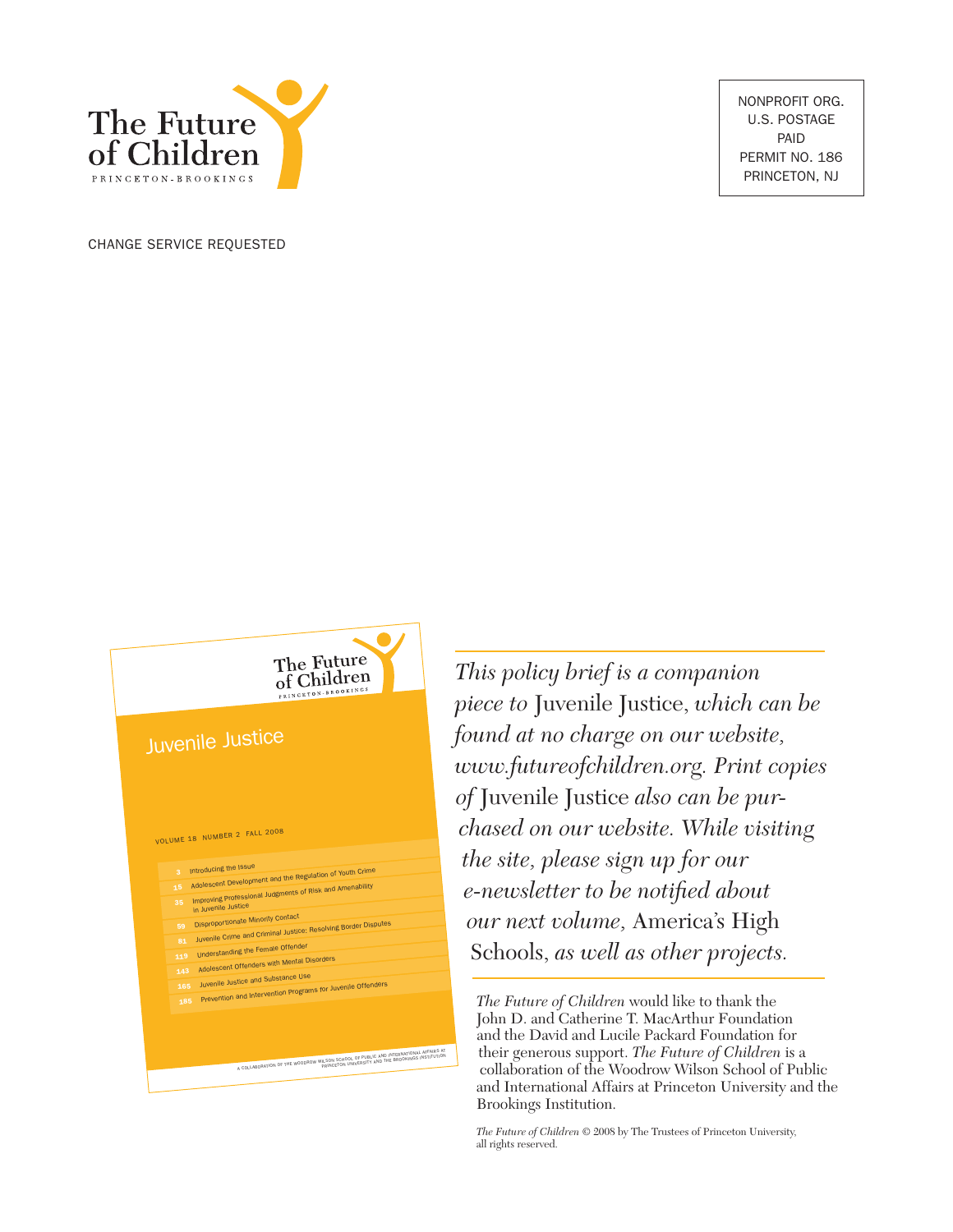The Future of Children

PRINCETON-BROOKINGS

NONPROFIT ORG.
U.S. POSTAGE
PAID
PERMIT NO. 186
PRINCETON, NJ

CHANGE SERVICE REQUESTED

The Future of Children
PRINCETON-BROOKINGS

Juvenile Justice

VOLUME 18 NUMBER 2 FALL 2008

| | |
|---|---|
| 3 | Introducing the Issue |
| 15 | Adolescent Development and the Regulation of Youth Crime |
| 35 | Improving Professional Judgments of Risk and Amenability in Juvenile Justice |
| 59 | Disproportionate Minority Contact |
| 81 | Juvenile Crime and Criminal Justice: Resolving Border Disputes |
| 119 | Understanding the Female Offender |
| 143 | Adolescent Offenders with Mental Disorders |
| 165 | Juvenile Justice and Substance Use |
| 185 | Prevention and Intervention Programs for Juvenile Offenders |

A COLLABORATION OF THE WOODROW WILSON SCHOOL OF PUBLIC AND INTERNATIONAL AFFAIRS AT PRINCETON UNIVERSITY AND THE BROOKINGS INSTITUTION

*This policy brief is a companion piece to* Juvenile Justice, *which can be found at no charge on our website, www.futureofchildren.org. Print copies of* Juvenile Justice *also can be purchased on our website. While visiting the site, please sign up for our e-newsletter to be notified about our next volume,* America's High Schools, *as well as other projects.*

*The Future of Children* would like to thank the John D. and Catherine T. MacArthur Foundation and the David and Lucile Packard Foundation for their generous support. *The Future of Children* is a collaboration of the Woodrow Wilson School of Public and International Affairs at Princeton University and the Brookings Institution.

*The Future of Children* © 2008 by The Trustees of Princeton University, all rights reserved.